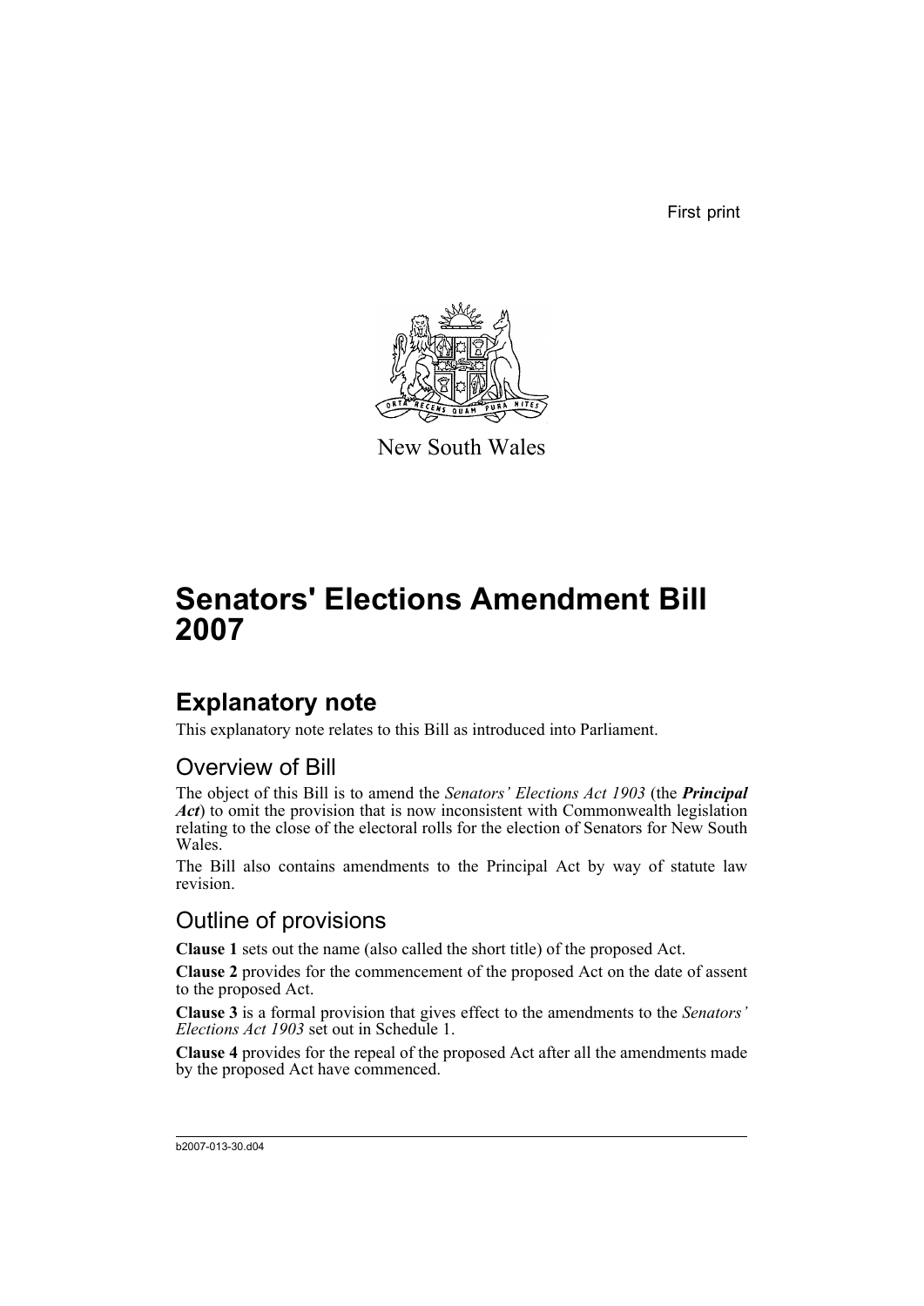First print

New South Wales

# Senators' Elections Amendment Bill 2007

## Explanatory note

This explanatory note relates to this Bill as introduced into Parliament.

### Overview of Bill

The object of this Bill is to amend the *Senators' Elections Act 1903* (the ***Principal Act***) to omit the provision that is now inconsistent with Commonwealth legislation relating to the close of the electoral rolls for the election of Senators for New South Wales.

The Bill also contains amendments to the Principal Act by way of statute law revision.

### Outline of provisions

**Clause 1** sets out the name (also called the short title) of the proposed Act.

**Clause 2** provides for the commencement of the proposed Act on the date of assent to the proposed Act.

**Clause 3** is a formal provision that gives effect to the amendments to the *Senators' Elections Act 1903* set out in Schedule 1.

**Clause 4** provides for the repeal of the proposed Act after all the amendments made by the proposed Act have commenced.

b2007-013-30.d04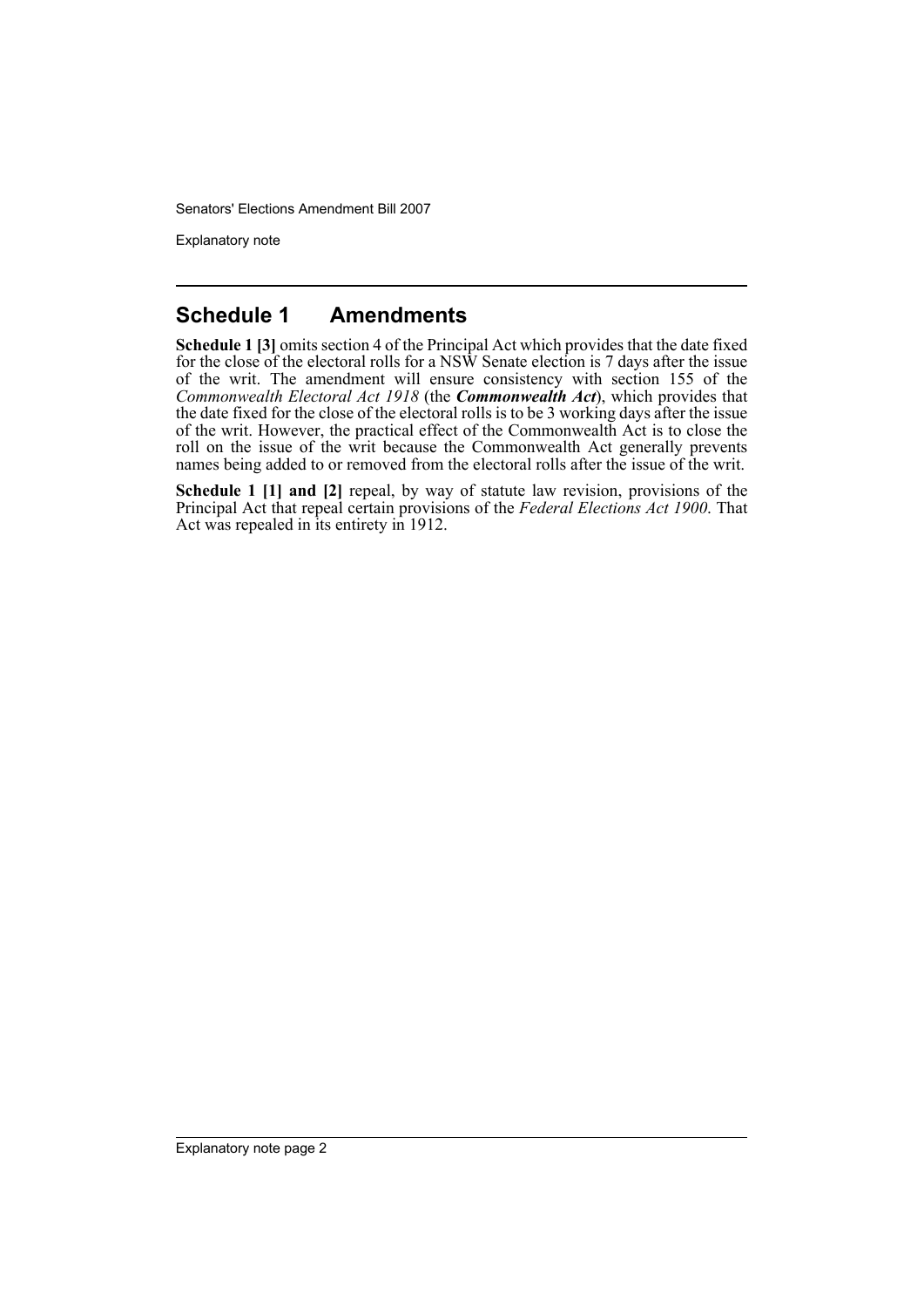## Schedule 1 Amendments

**Schedule 1 [3]** omits section 4 of the Principal Act which provides that the date fixed for the close of the electoral rolls for a NSW Senate election is 7 days after the issue of the writ. The amendment will ensure consistency with section 155 of the *Commonwealth Electoral Act 1918* (the ***Commonwealth Act***), which provides that the date fixed for the close of the electoral rolls is to be 3 working days after the issue of the writ. However, the practical effect of the Commonwealth Act is to close the roll on the issue of the writ because the Commonwealth Act generally prevents names being added to or removed from the electoral rolls after the issue of the writ.

**Schedule 1 [1] and [2]** repeal, by way of statute law revision, provisions of the Principal Act that repeal certain provisions of the *Federal Elections Act 1900*. That Act was repealed in its entirety in 1912.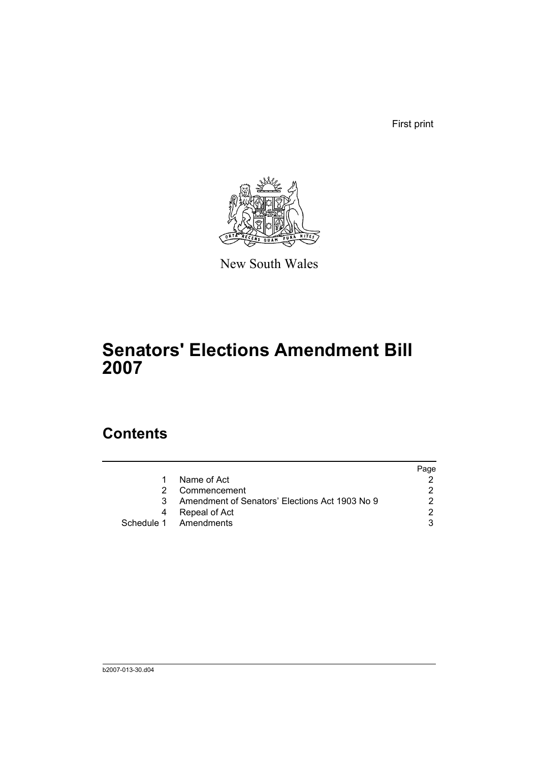First print

New South Wales

# Senators' Elections Amendment Bill 2007

## Contents

| | | Page |
|---|---|---|
| 1 | Name of Act | 2 |
| 2 | Commencement | 2 |
| 3 | Amendment of Senators' Elections Act 1903 No 9 | 2 |
| 4 | Repeal of Act | 2 |
| Schedule 1 | Amendments | 3 |

b2007-013-30.d04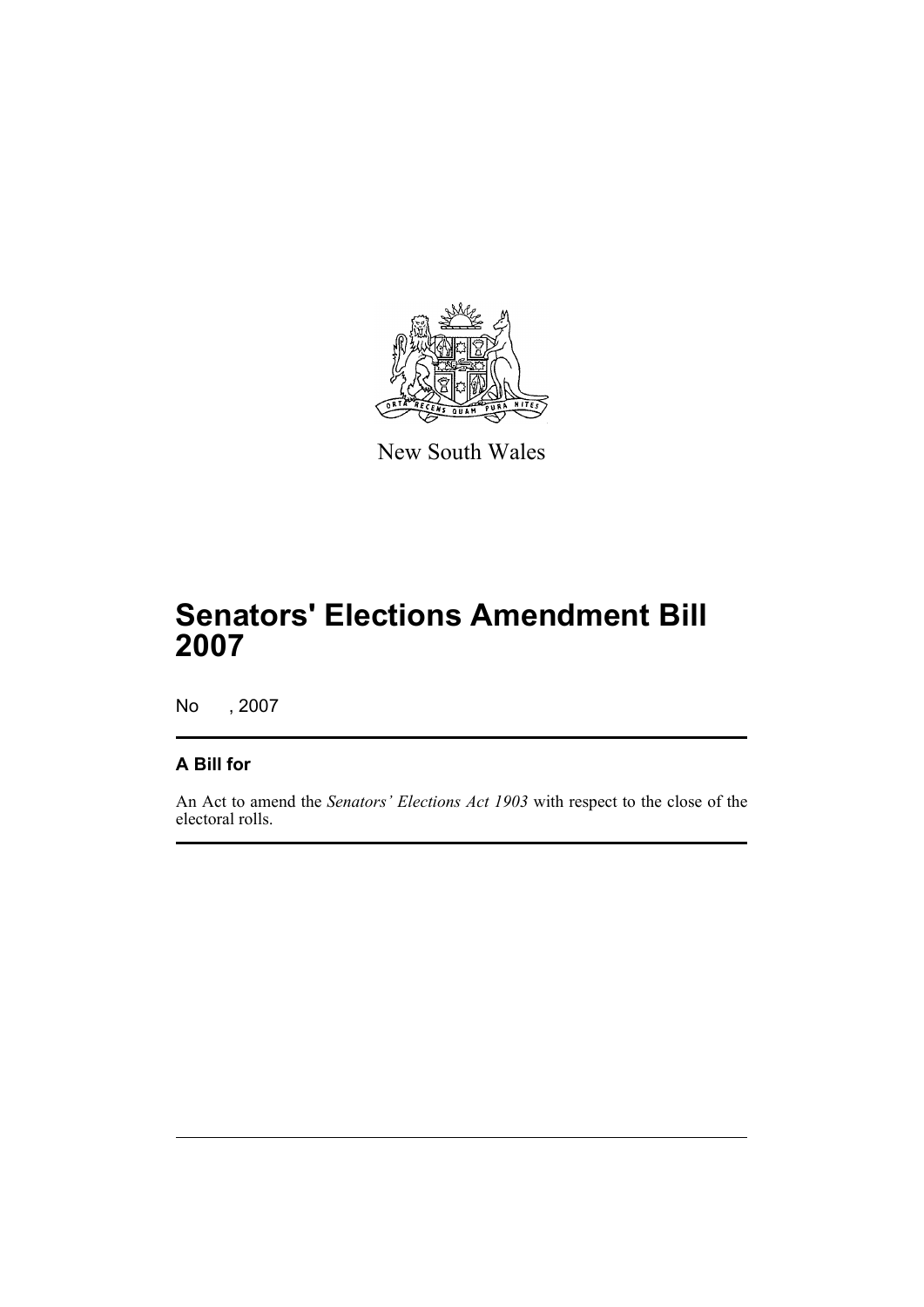New South Wales

# Senators' Elections Amendment Bill 2007

No , 2007

## A Bill for

An Act to amend the *Senators' Elections Act 1903* with respect to the close of the electoral rolls.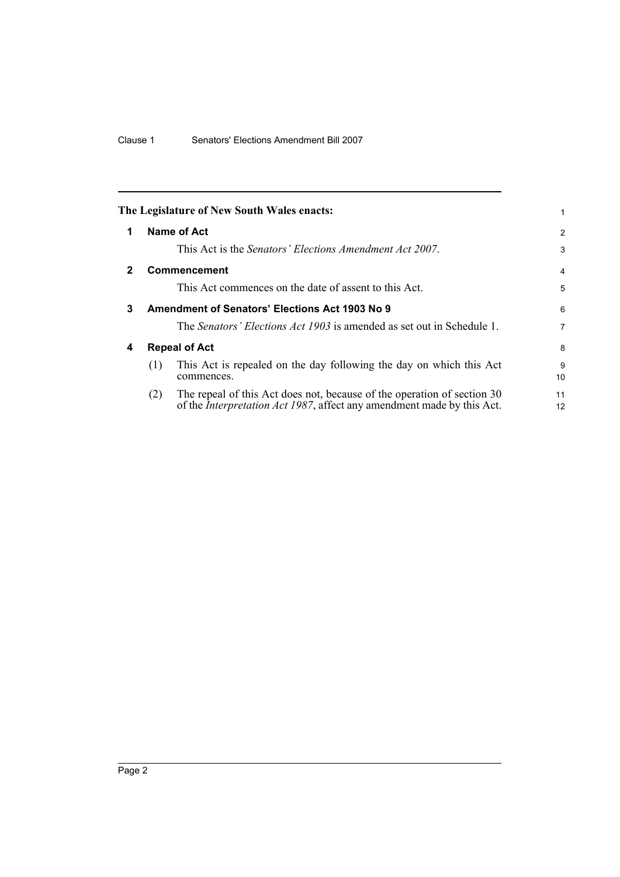The Legislature of New South Wales enacts:

## 1 Name of Act

This Act is the *Senators' Elections Amendment Act 2007*.

## 2 Commencement

This Act commences on the date of assent to this Act.

## 3 Amendment of Senators' Elections Act 1903 No 9

The *Senators' Elections Act 1903* is amended as set out in Schedule 1.

## 4 Repeal of Act

(1) This Act is repealed on the day following the day on which this Act commences.

(2) The repeal of this Act does not, because of the operation of section 30 of the *Interpretation Act 1987*, affect any amendment made by this Act.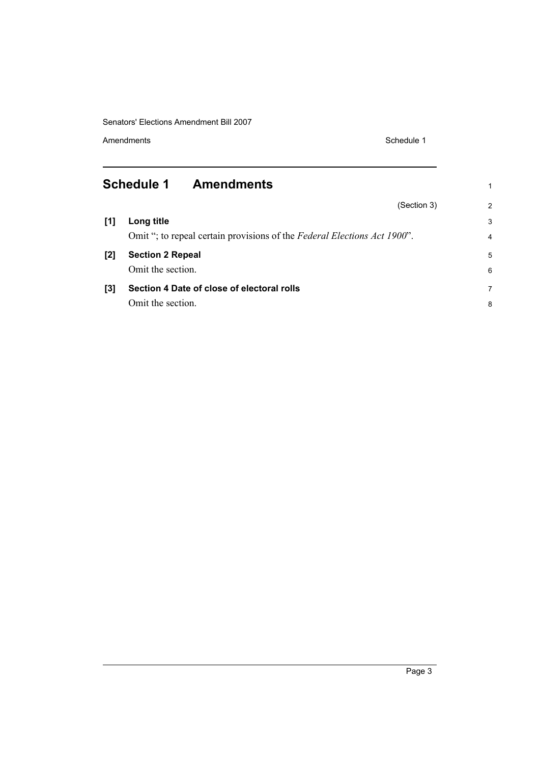## Schedule 1 Amendments

(Section 3)

**[1] Long title**

Omit "; to repeal certain provisions of the *Federal Elections Act 1900*".

**[2] Section 2 Repeal**

Omit the section.

**[3] Section 4 Date of close of electoral rolls**

Omit the section.